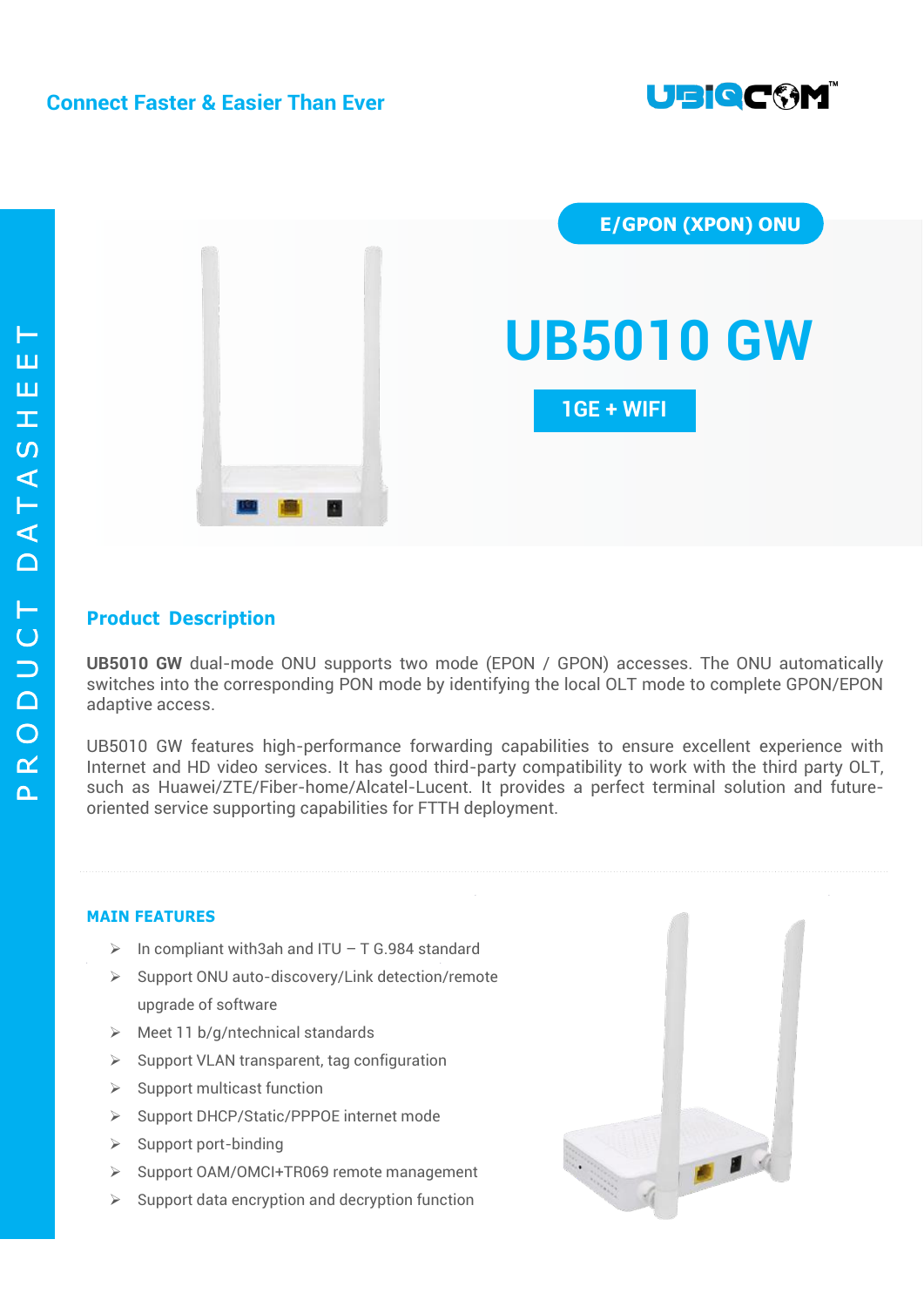Connect Faster & Easier Than Ever

UBIQCOM™

PRODUCT DATASHEET

E/GPON (XPON) ONU

# UB5010 GW

1GE + WIFI

## Product Description

**UB5010 GW** dual-mode ONU supports two mode (EPON / GPON) accesses. The ONU automatically switches into the corresponding PON mode by identifying the local OLT mode to complete GPON/EPON adaptive access.

UB5010 GW features high-performance forwarding capabilities to ensure excellent experience with Internet and HD video services. It has good third-party compatibility to work with the third party OLT, such as Huawei/ZTE/Fiber-home/Alcatel-Lucent. It provides a perfect terminal solution and future-oriented service supporting capabilities for FTTH deployment.

## MAIN FEATURES

- In compliant with3ah and ITU – T G.984 standard
- Support ONU auto-discovery/Link detection/remote upgrade of software
- Meet 11 b/g/ntechnical standards
- Support VLAN transparent, tag configuration
- Support multicast function
- Support DHCP/Static/PPPOE internet mode
- Support port-binding
- Support OAM/OMCI+TR069 remote management
- Support data encryption and decryption function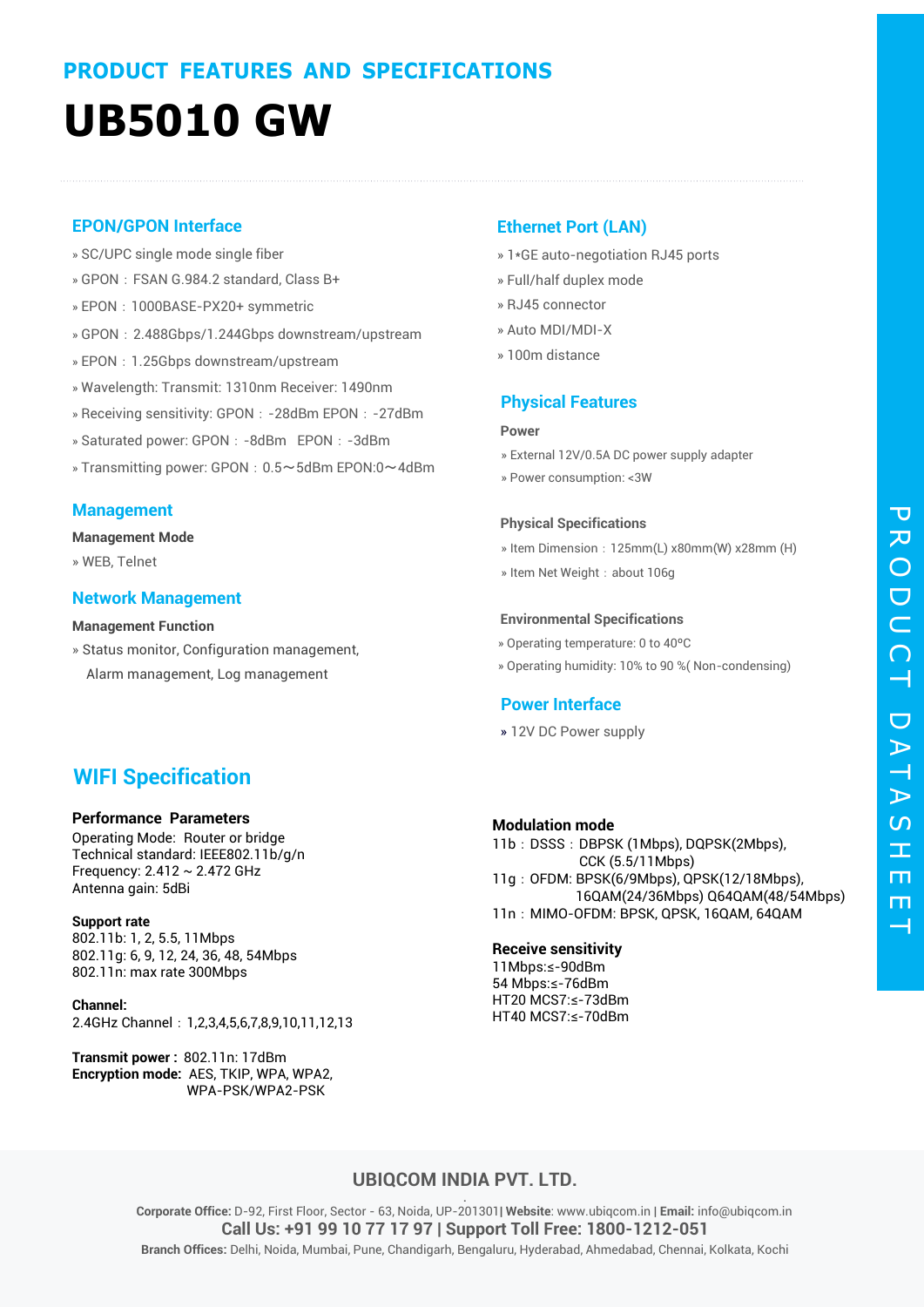## PRODUCT FEATURES AND SPECIFICATIONS

# UB5010 GW

### EPON/GPON Interface

- » SC/UPC single mode single fiber
- » GPON：FSAN G.984.2 standard, Class B+
- » EPON：1000BASE-PX20+ symmetric
- » GPON：2.488Gbps/1.244Gbps downstream/upstream
- » EPON：1.25Gbps downstream/upstream
- » Wavelength: Transmit: 1310nm Receiver: 1490nm
- » Receiving sensitivity: GPON：-28dBm EPON：-27dBm
- » Saturated power: GPON：-8dBm EPON：-3dBm
- » Transmitting power: GPON：0.5～5dBm EPON:0～4dBm

### Management

**Management Mode**

- » WEB, Telnet

### Network Management

**Management Function**

- » Status monitor, Configuration management, Alarm management, Log management

### Ethernet Port (LAN)

- » 1*GE auto-negotiation RJ45 ports
- » Full/half duplex mode
- » RJ45 connector
- » Auto MDI/MDI-X
- » 100m distance

### Physical Features

**Power**

- » External 12V/0.5A DC power supply adapter
- » Power consumption: <3W

**Physical Specifications**

- » Item Dimension：125mm(L) x80mm(W) x28mm (H)
- » Item Net Weight：about 106g

**Environmental Specifications**

- » Operating temperature: 0 to 40ºC
- » Operating humidity: 10% to 90 %( Non-condensing)

### Power Interface

- » 12V DC Power supply

## WIFI Specification

**Performance Parameters**

Operating Mode: Router or bridge
Technical standard: IEEE802.11b/g/n
Frequency: 2.412 ~ 2.472 GHz
Antenna gain: 5dBi

**Support rate**

802.11b: 1, 2, 5.5, 11Mbps
802.11g: 6, 9, 12, 24, 36, 48, 54Mbps
802.11n: max rate 300Mbps

**Channel:**

2.4GHz Channel：1,2,3,4,5,6,7,8,9,10,11,12,13

**Transmit power :** 802.11n: 17dBm
**Encryption mode:** AES, TKIP, WPA, WPA2, WPA-PSK/WPA2-PSK

**Modulation mode**

11b：DSSS：DBPSK (1Mbps), DQPSK(2Mbps), CCK (5.5/11Mbps)
11g：OFDM: BPSK(6/9Mbps), QPSK(12/18Mbps), 16QAM(24/36Mbps) Q64QAM(48/54Mbps)
11n：MIMO-OFDM: BPSK, QPSK, 16QAM, 64QAM

**Receive sensitivity**

11Mbps:≤-90dBm
54 Mbps:≤-76dBm
HT20 MCS7:≤-73dBm
HT40 MCS7:≤-70dBm

**UBIQCOM INDIA PVT. LTD.**

**Corporate Office:** D-92, First Floor, Sector - 63, Noida, UP-201301| **Website**: www.ubiqcom.in | **Email:** info@ubiqcom.in
**Call Us: +91 99 10 77 17 97 | Support Toll Free: 1800-1212-051**
**Branch Offices:** Delhi, Noida, Mumbai, Pune, Chandigarh, Bengaluru, Hyderabad, Ahmedabad, Chennai, Kolkata, Kochi